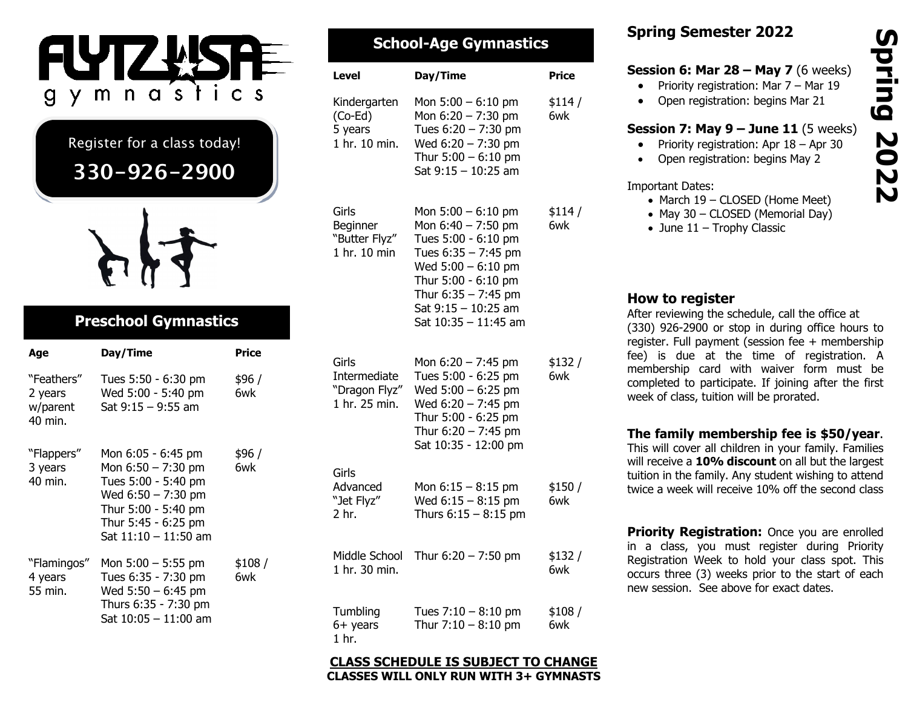# FLYTZ USA gymnastics

Register for a class today!

**330-926-2900**

## Preschool Gymnastics

| Age | Day/Time | Price |
| --- | --- | --- |
| "Feathers" 2 years w/parent 40 min. | Tues 5:50 - 6:30 pm<br>Wed 5:00 - 5:40 pm<br>Sat 9:15 – 9:55 am | $96 / 6wk |
| "Flappers" 3 years 40 min. | Mon 6:05 - 6:45 pm<br>Mon 6:50 – 7:30 pm<br>Tues 5:00 - 5:40 pm<br>Wed 6:50 – 7:30 pm<br>Thur 5:00 - 5:40 pm<br>Thur 5:45 - 6:25 pm<br>Sat 11:10 – 11:50 am | $96 / 6wk |
| "Flamingos" 4 years 55 min. | Mon 5:00 – 5:55 pm<br>Tues 6:35 - 7:30 pm<br>Wed 5:50 – 6:45 pm<br>Thurs 6:35 - 7:30 pm<br>Sat 10:05 – 11:00 am | $108 / 6wk |

## School-Age Gymnastics

| Level | Day/Time | Price |
| --- | --- | --- |
| Kindergarten (Co-Ed) 5 years 1 hr. 10 min. | Mon 5:00 – 6:10 pm<br>Mon 6:20 – 7:30 pm<br>Tues 6:20 – 7:30 pm<br>Wed 6:20 – 7:30 pm<br>Thur 5:00 – 6:10 pm<br>Sat 9:15 – 10:25 am | $114 / 6wk |
| Girls Beginner "Butter Flyz" 1 hr. 10 min | Mon 5:00 – 6:10 pm<br>Mon 6:40 – 7:50 pm<br>Tues 5:00 - 6:10 pm<br>Tues 6:35 – 7:45 pm<br>Wed 5:00 – 6:10 pm<br>Thur 5:00 - 6:10 pm<br>Thur 6:35 – 7:45 pm<br>Sat 9:15 – 10:25 am<br>Sat 10:35 – 11:45 am | $114 / 6wk |
| Girls Intermediate "Dragon Flyz" 1 hr. 25 min. | Mon 6:20 – 7:45 pm<br>Tues 5:00 - 6:25 pm<br>Wed 5:00 – 6:25 pm<br>Wed 6:20 – 7:45 pm<br>Thur 5:00 - 6:25 pm<br>Thur 6:20 – 7:45 pm<br>Sat 10:35 - 12:00 pm | $132 / 6wk |
| Girls Advanced "Jet Flyz" 2 hr. | Mon 6:15 – 8:15 pm<br>Wed 6:15 – 8:15 pm<br>Thurs 6:15 – 8:15 pm | $150 / 6wk |
| Middle School 1 hr. 30 min. | Thur 6:20 – 7:50 pm | $132 / 6wk |
| Tumbling 6+ years 1 hr. | Tues 7:10 – 8:10 pm<br>Thur 7:10 – 8:10 pm | $108 / 6wk |

**CLASS SCHEDULE IS SUBJECT TO CHANGE**
**CLASSES WILL ONLY RUN WITH 3+ GYMNASTS**

# Spring 2022

## Spring Semester 2022

**Session 6: Mar 28 – May 7** (6 weeks)

- Priority registration: Mar 7 – Mar 19
- Open registration: begins Mar 21

**Session 7: May 9 – June 11** (5 weeks)

- Priority registration: Apr 18 – Apr 30
- Open registration: begins May 2

Important Dates:

- March 19 – CLOSED (Home Meet)
- May 30 – CLOSED (Memorial Day)
- June 11 – Trophy Classic

### How to register

After reviewing the schedule, call the office at (330) 926-2900 or stop in during office hours to register. Full payment (session fee + membership fee) is due at the time of registration. A membership card with waiver form must be completed to participate. If joining after the first week of class, tuition will be prorated.

**The family membership fee is $50/year**. This will cover all children in your family. Families will receive a **10% discount** on all but the largest tuition in the family. Any student wishing to attend twice a week will receive 10% off the second class

**Priority Registration:** Once you are enrolled in a class, you must register during Priority Registration Week to hold your class spot. This occurs three (3) weeks prior to the start of each new session. See above for exact dates.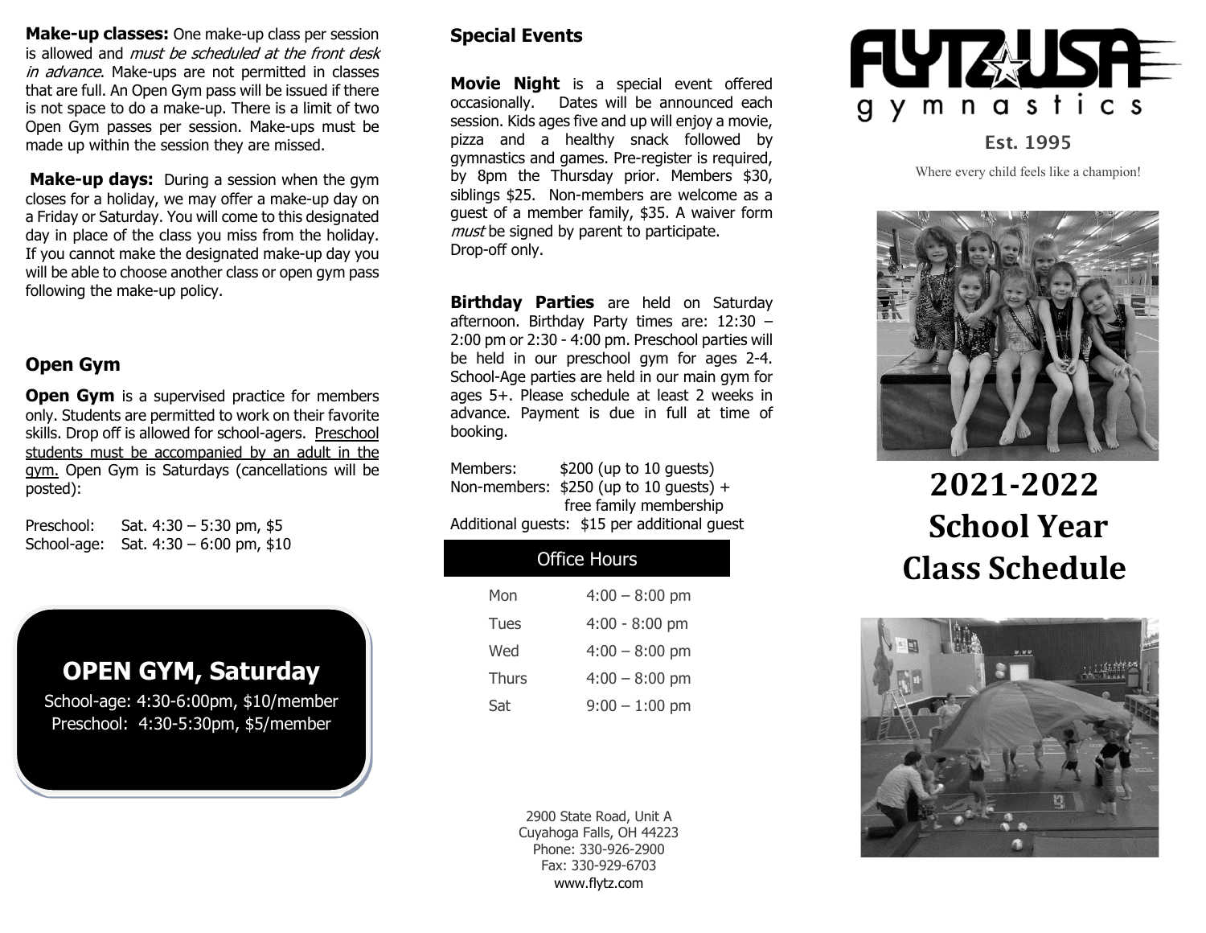**Make-up classes:** One make-up class per session is allowed and *must be scheduled at the front desk in advance*. Make-ups are not permitted in classes that are full. An Open Gym pass will be issued if there is not space to do a make-up. There is a limit of two Open Gym passes per session. Make-ups must be made up within the session they are missed.

**Make-up days:** During a session when the gym closes for a holiday, we may offer a make-up day on a Friday or Saturday. You will come to this designated day in place of the class you miss from the holiday. If you cannot make the designated make-up day you will be able to choose another class or open gym pass following the make-up policy.

## Open Gym

**Open Gym** is a supervised practice for members only. Students are permitted to work on their favorite skills. Drop off is allowed for school-agers. Preschool students must be accompanied by an adult in the gym. Open Gym is Saturdays (cancellations will be posted):

Preschool: Sat. 4:30 – 5:30 pm, $5
School-age: Sat. 4:30 – 6:00 pm, $10

## OPEN GYM, Saturday

School-age: 4:30-6:00pm, $10/member
Preschool: 4:30-5:30pm, $5/member

## Special Events

**Movie Night** is a special event offered occasionally. Dates will be announced each session. Kids ages five and up will enjoy a movie, pizza and a healthy snack followed by gymnastics and games. Pre-register is required, by 8pm the Thursday prior. Members $30, siblings $25. Non-members are welcome as a guest of a member family, $35. A waiver form *must* be signed by parent to participate. Drop-off only.

**Birthday Parties** are held on Saturday afternoon. Birthday Party times are: 12:30 – 2:00 pm or 2:30 - 4:00 pm. Preschool parties will be held in our preschool gym for ages 2-4. School-Age parties are held in our main gym for ages 5+. Please schedule at least 2 weeks in advance. Payment is due in full at time of booking.

Members: $200 (up to 10 guests)
Non-members: $250 (up to 10 guests) + free family membership
Additional guests: $15 per additional guest

### Office Hours

| | |
|---|---|
| Mon | 4:00 – 8:00 pm |
| Tues | 4:00 - 8:00 pm |
| Wed | 4:00 – 8:00 pm |
| Thurs | 4:00 – 8:00 pm |
| Sat | 9:00 – 1:00 pm |

2900 State Road, Unit A
Cuyahoga Falls, OH 44223
Phone: 330-926-2900
Fax: 330-929-6703
www.flytz.com

FLYTZ USA gymnastics

Est. 1995

Where every child feels like a champion!

# 2021-2022 School Year Class Schedule